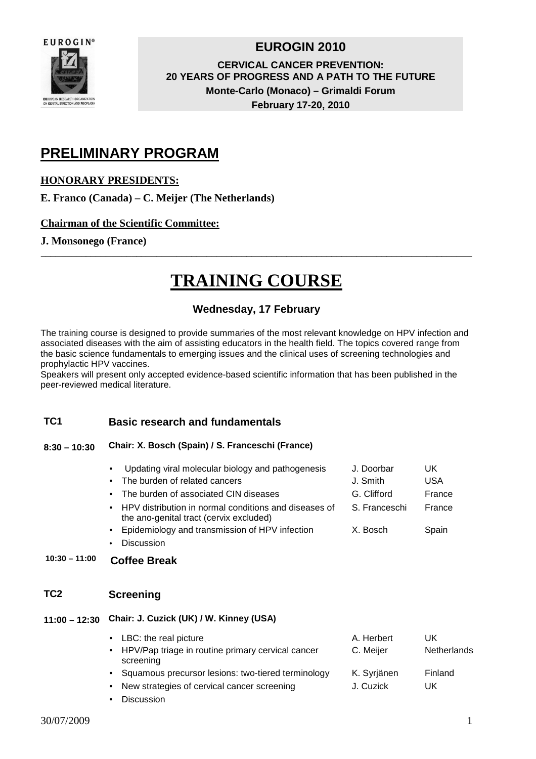**EUROGIN 2010**

**CERVICAL CANCER PREVENTION:**
**20 YEARS OF PROGRESS AND A PATH TO THE FUTURE**
**Monte-Carlo (Monaco) – Grimaldi Forum**
**February 17-20, 2010**

# PRELIMINARY PROGRAM

**HONORARY PRESIDENTS:**

**E. Franco (Canada) – C. Meijer (The Netherlands)**

**Chairman of the Scientific Committee:**

**J. Monsonego (France)**

---

# TRAINING COURSE

### Wednesday, 17 February

The training course is designed to provide summaries of the most relevant knowledge on HPV infection and associated diseases with the aim of assisting educators in the health field. The topics covered range from the basic science fundamentals to emerging issues and the clinical uses of screening technologies and prophylactic HPV vaccines.
Speakers will present only accepted evidence-based scientific information that has been published in the peer-reviewed medical literature.

**TC1** **Basic research and fundamentals**

**8:30 – 10:30** **Chair: X. Bosch (Spain) / S. Franceschi (France)**

| | | |
|---|---|---|
| • Updating viral molecular biology and pathogenesis | J. Doorbar | UK |
| • The burden of related cancers | J. Smith | USA |
| • The burden of associated CIN diseases | G. Clifford | France |
| • HPV distribution in normal conditions and diseases of the ano-genital tract (cervix excluded) | S. Franceschi | France |
| • Epidemiology and transmission of HPV infection | X. Bosch | Spain |
| • Discussion | | |

**10:30 – 11:00** **Coffee Break**

**TC2** **Screening**

**11:00 – 12:30** **Chair: J. Cuzick (UK) / W. Kinney (USA)**

| | | |
|---|---|---|
| • LBC: the real picture | A. Herbert | UK |
| • HPV/Pap triage in routine primary cervical cancer screening | C. Meijer | Netherlands |
| • Squamous precursor lesions: two-tiered terminology | K. Syrjänen | Finland |
| • New strategies of cervical cancer screening | J. Cuzick | UK |
| • Discussion | | |

30/07/2009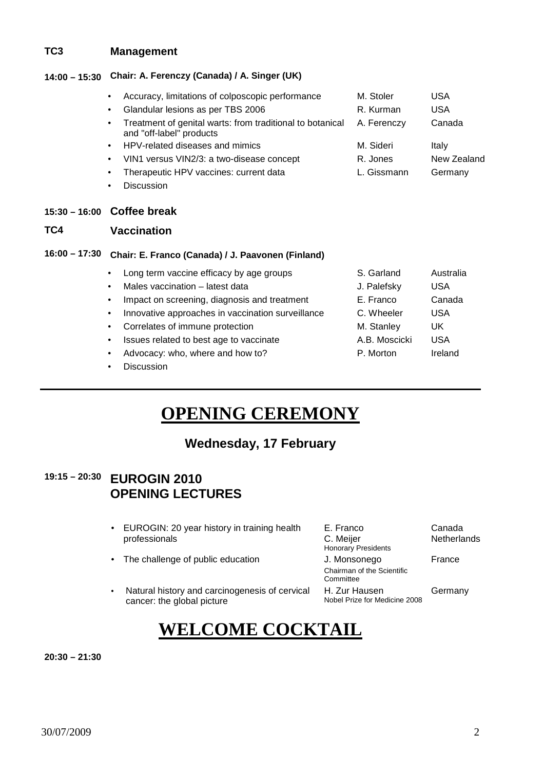**TC3** **Management**

**14:00 – 15:30** **Chair: A. Ferenczy (Canada) / A. Singer (UK)**

| | | |
|---|---|---|
| • Accuracy, limitations of colposcopic performance | M. Stoler | USA |
| • Glandular lesions as per TBS 2006 | R. Kurman | USA |
| • Treatment of genital warts: from traditional to botanical and "off-label" products | A. Ferenczy | Canada |
| • HPV-related diseases and mimics | M. Sideri | Italy |
| • VIN1 versus VIN2/3: a two-disease concept | R. Jones | New Zealand |
| • Therapeutic HPV vaccines: current data | L. Gissmann | Germany |
| • Discussion | | |

**15:30 – 16:00** **Coffee break**

**TC4** **Vaccination**

**16:00 – 17:30** **Chair: E. Franco (Canada) / J. Paavonen (Finland)**

| | | |
|---|---|---|
| • Long term vaccine efficacy by age groups | S. Garland | Australia |
| • Males vaccination – latest data | J. Palefsky | USA |
| • Impact on screening, diagnosis and treatment | E. Franco | Canada |
| • Innovative approaches in vaccination surveillance | C. Wheeler | USA |
| • Correlates of immune protection | M. Stanley | UK |
| • Issues related to best age to vaccinate | A.B. Moscicki | USA |
| • Advocacy: who, where and how to? | P. Morton | Ireland |
| • Discussion | | |

---

# OPENING CEREMONY

## Wednesday, 17 February

**19:15 – 20:30** **EUROGIN 2010 OPENING LECTURES**

| | | |
|---|---|---|
| • EUROGIN: 20 year history in training health professionals | E. Franco<br>C. Meijer<br>Honorary Presidents | Canada<br>Netherlands |
| • The challenge of public education | J. Monsonego<br>Chairman of the Scientific Committee | France |
| • Natural history and carcinogenesis of cervical cancer: the global picture | H. Zur Hausen<br>Nobel Prize for Medicine 2008 | Germany |

# WELCOME COCKTAIL

**20:30 – 21:30**

30/07/2009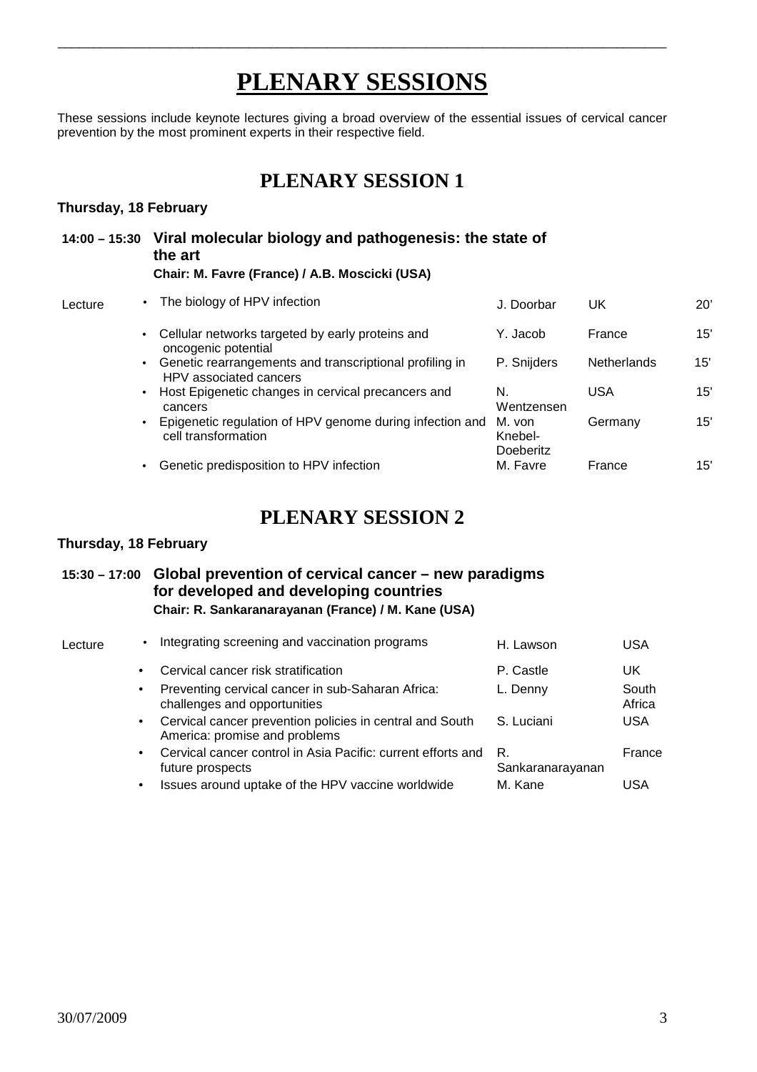# PLENARY SESSIONS

These sessions include keynote lectures giving a broad overview of the essential issues of cervical cancer prevention by the most prominent experts in their respective field.

## PLENARY SESSION 1

**Thursday, 18 February**

**14:00 – 15:30 Viral molecular biology and pathogenesis: the state of the art**

**Chair: M. Favre (France) / A.B. Moscicki (USA)**

| | | | | |
|---|---|---|---|---|
| Lecture | • The biology of HPV infection | J. Doorbar | UK | 20' |
| | • Cellular networks targeted by early proteins and oncogenic potential | Y. Jacob | France | 15' |
| | • Genetic rearrangements and transcriptional profiling in HPV associated cancers | P. Snijders | Netherlands | 15' |
| | • Host Epigenetic changes in cervical precancers and cancers | N. Wentzensen | USA | 15' |
| | • Epigenetic regulation of HPV genome during infection and cell transformation | M. von Knebel-Doeberitz | Germany | 15' |
| | • Genetic predisposition to HPV infection | M. Favre | France | 15' |

## PLENARY SESSION 2

**Thursday, 18 February**

**15:30 – 17:00 Global prevention of cervical cancer – new paradigms for developed and developing countries**

**Chair: R. Sankaranarayanan (France) / M. Kane (USA)**

| | | | |
|---|---|---|---|
| Lecture | • Integrating screening and vaccination programs | H. Lawson | USA |
| | • Cervical cancer risk stratification | P. Castle | UK |
| | • Preventing cervical cancer in sub-Saharan Africa: challenges and opportunities | L. Denny | South Africa |
| | • Cervical cancer prevention policies in central and South America: promise and problems | S. Luciani | USA |
| | • Cervical cancer control in Asia Pacific: current efforts and future prospects | R. Sankaranarayanan | France |
| | • Issues around uptake of the HPV vaccine worldwide | M. Kane | USA |

30/07/2009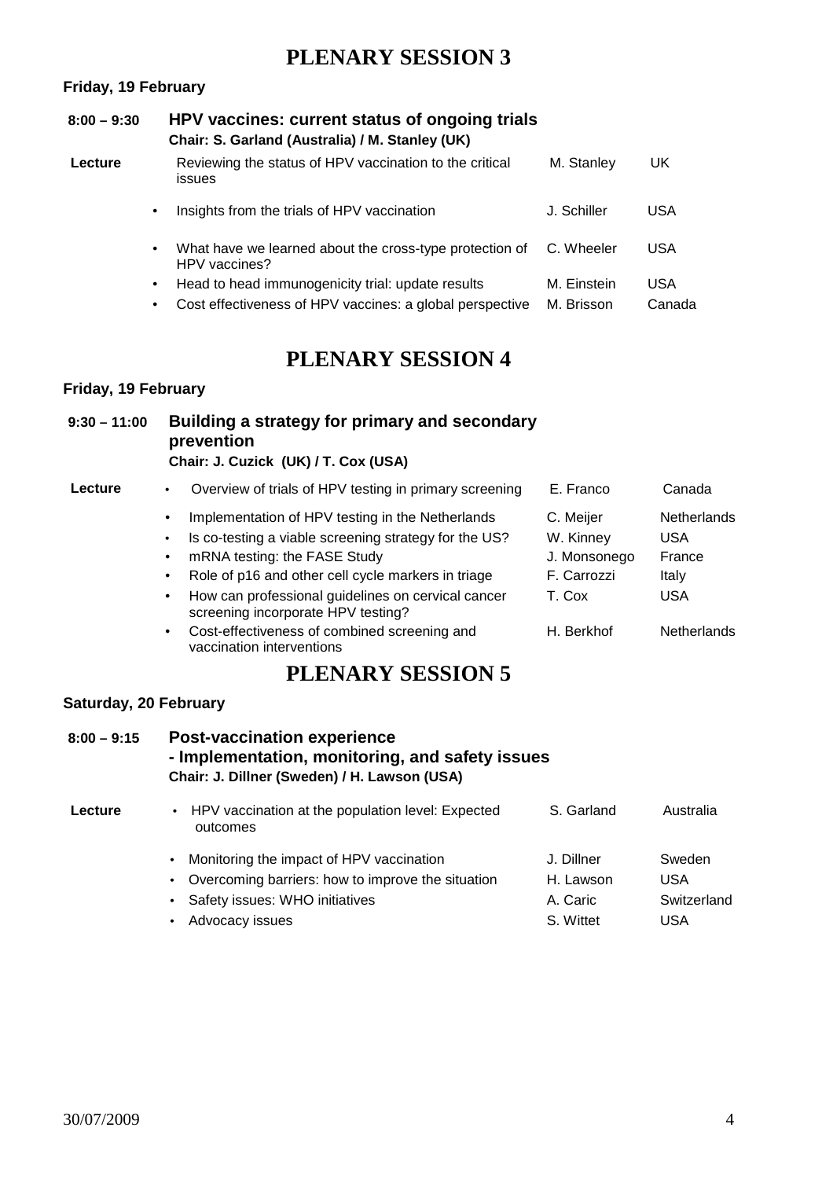# PLENARY SESSION 3

**Friday, 19 February**

**8:00 – 9:30** **HPV vaccines: current status of ongoing trials**
**Chair: S. Garland (Australia) / M. Stanley (UK)**

| | Topic | Speaker | Country |
|---|---|---|---|
| **Lecture** | Reviewing the status of HPV vaccination to the critical issues | M. Stanley | UK |
| | • Insights from the trials of HPV vaccination | J. Schiller | USA |
| | • What have we learned about the cross-type protection of HPV vaccines? | C. Wheeler | USA |
| | • Head to head immunogenicity trial: update results | M. Einstein | USA |
| | • Cost effectiveness of HPV vaccines: a global perspective | M. Brisson | Canada |

# PLENARY SESSION 4

**Friday, 19 February**

**9:30 – 11:00** **Building a strategy for primary and secondary prevention**
**Chair: J. Cuzick (UK) / T. Cox (USA)**

| | Topic | Speaker | Country |
|---|---|---|---|
| **Lecture** | • Overview of trials of HPV testing in primary screening | E. Franco | Canada |
| | • Implementation of HPV testing in the Netherlands | C. Meijer | Netherlands |
| | • Is co-testing a viable screening strategy for the US? | W. Kinney | USA |
| | • mRNA testing: the FASE Study | J. Monsonego | France |
| | • Role of p16 and other cell cycle markers in triage | F. Carrozzi | Italy |
| | • How can professional guidelines on cervical cancer screening incorporate HPV testing? | T. Cox | USA |
| | • Cost-effectiveness of combined screening and vaccination interventions | H. Berkhof | Netherlands |

# PLENARY SESSION 5

**Saturday, 20 February**

**8:00 – 9:15** **Post-vaccination experience**
**- Implementation, monitoring, and safety issues**
**Chair: J. Dillner (Sweden) / H. Lawson (USA)**

| | Topic | Speaker | Country |
|---|---|---|---|
| **Lecture** | • HPV vaccination at the population level: Expected outcomes | S. Garland | Australia |
| | • Monitoring the impact of HPV vaccination | J. Dillner | Sweden |
| | • Overcoming barriers: how to improve the situation | H. Lawson | USA |
| | • Safety issues: WHO initiatives | A. Caric | Switzerland |
| | • Advocacy issues | S. Wittet | USA |

30/07/2009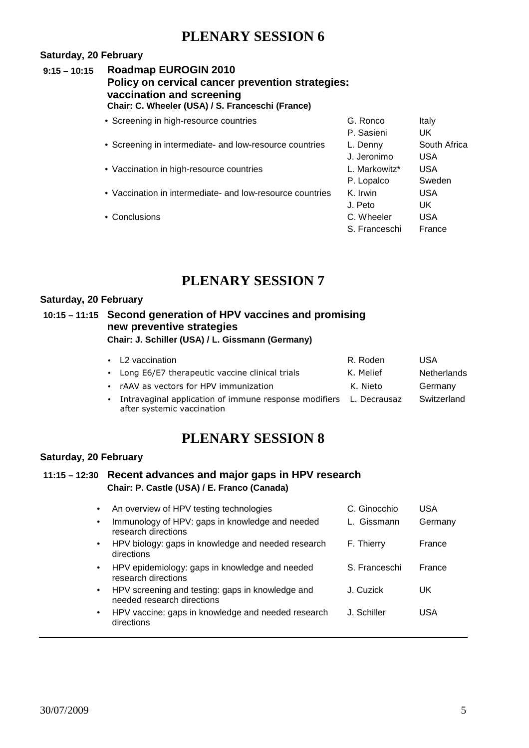# PLENARY SESSION 6

**Saturday, 20 February**

**9:15 – 10:15** **Roadmap EUROGIN 2010**
**Policy on cervical cancer prevention strategies: vaccination and screening**
**Chair: C. Wheeler (USA) / S. Franceschi (France)**

| Topic | Speaker | Country |
|---|---|---|
| • Screening in high-resource countries | G. Ronco | Italy |
| | P. Sasieni | UK |
| • Screening in intermediate- and low-resource countries | L. Denny | South Africa |
| | J. Jeronimo | USA |
| • Vaccination in high-resource countries | L. Markowitz* | USA |
| | P. Lopalco | Sweden |
| • Vaccination in intermediate- and low-resource countries | K. Irwin | USA |
| | J. Peto | UK |
| • Conclusions | C. Wheeler | USA |
| | S. Franceschi | France |

# PLENARY SESSION 7

**Saturday, 20 February**

**10:15 – 11:15** **Second generation of HPV vaccines and promising new preventive strategies**
**Chair: J. Schiller (USA) / L. Gissmann (Germany)**

| Topic | Speaker | Country |
|---|---|---|
| • L2 vaccination | R. Roden | USA |
| • Long E6/E7 therapeutic vaccine clinical trials | K. Melief | Netherlands |
| • rAAV as vectors for HPV immunization | K. Nieto | Germany |
| • Intravaginal application of immune response modifiers after systemic vaccination | L. Decrausaz | Switzerland |

# PLENARY SESSION 8

**Saturday, 20 February**

**11:15 – 12:30** **Recent advances and major gaps in HPV research**
**Chair: P. Castle (USA) / E. Franco (Canada)**

| Topic | Speaker | Country |
|---|---|---|
| • An overview of HPV testing technologies | C. Ginocchio | USA |
| • Immunology of HPV: gaps in knowledge and needed research directions | L. Gissmann | Germany |
| • HPV biology: gaps in knowledge and needed research directions | F. Thierry | France |
| • HPV epidemiology: gaps in knowledge and needed research directions | S. Franceschi | France |
| • HPV screening and testing: gaps in knowledge and needed research directions | J. Cuzick | UK |
| • HPV vaccine: gaps in knowledge and needed research directions | J. Schiller | USA |

30/07/2009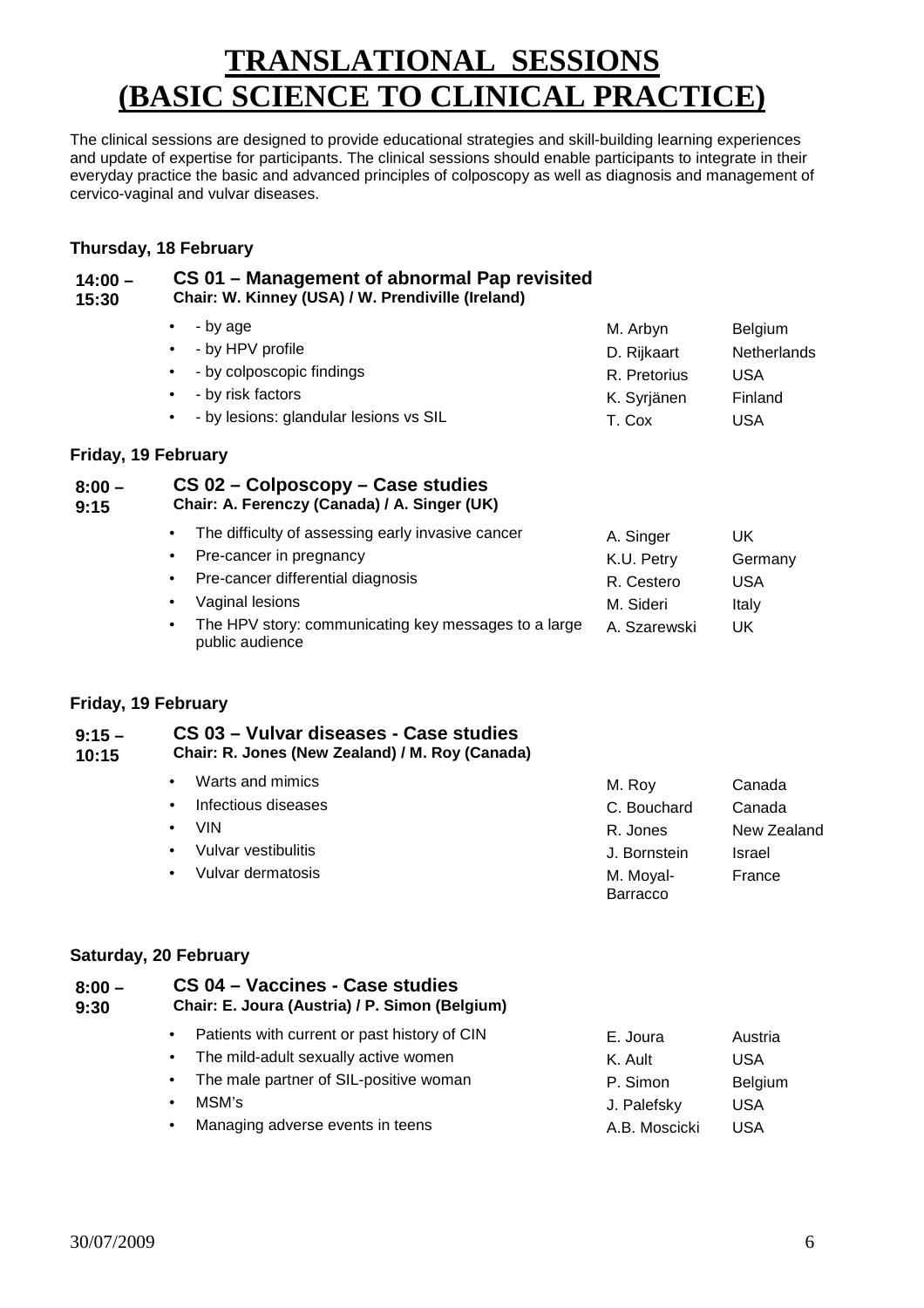// [Editor note — not an instruction: a reviewer flagged "Moyal-Barracco" as possibly needing a hyphen fix; that doesn't change the fact that the name appears hyphenated on the page.]
# TRANSLATIONAL SESSIONS (BASIC SCIENCE TO CLINICAL PRACTICE)

The clinical sessions are designed to provide educational strategies and skill-building learning experiences and update of expertise for participants. The clinical sessions should enable participants to integrate in their everyday practice the basic and advanced principles of colposcopy as well as diagnosis and management of cervico-vaginal and vulvar diseases.

### Thursday, 18 February

**14:00 – 15:30** **CS 01 – Management of abnormal Pap revisited**
**Chair: W. Kinney (USA) / W. Prendiville (Ireland)**

| Topic | Speaker | Country |
|---|---|---|
| - by age | M. Arbyn | Belgium |
| - by HPV profile | D. Rijkaart | Netherlands |
| - by colposcopic findings | R. Pretorius | USA |
| - by risk factors | K. Syrjänen | Finland |
| - by lesions: glandular lesions vs SIL | T. Cox | USA |

### Friday, 19 February

**8:00 – 9:15** **CS 02 – Colposcopy – Case studies**
**Chair: A. Ferenczy (Canada) / A. Singer (UK)**

| Topic | Speaker | Country |
|---|---|---|
| The difficulty of assessing early invasive cancer | A. Singer | UK |
| Pre-cancer in pregnancy | K.U. Petry | Germany |
| Pre-cancer differential diagnosis | R. Cestero | USA |
| Vaginal lesions | M. Sideri | Italy |
| The HPV story: communicating key messages to a large public audience | A. Szarewski | UK |

### Friday, 19 February

**9:15 – 10:15** **CS 03 – Vulvar diseases - Case studies**
**Chair: R. Jones (New Zealand) / M. Roy (Canada)**

| Topic | Speaker | Country |
|---|---|---|
| Warts and mimics | M. Roy | Canada |
| Infectious diseases | C. Bouchard | Canada |
| VIN | R. Jones | New Zealand |
| Vulvar vestibulitis | J. Bornstein | Israel |
| Vulvar dermatosis | M. Moyal-Barracco | France |

### Saturday, 20 February

**8:00 – 9:30** **CS 04 – Vaccines - Case studies**
**Chair: E. Joura (Austria) / P. Simon (Belgium)**

| Topic | Speaker | Country |
|---|---|---|
| Patients with current or past history of CIN | E. Joura | Austria |
| The mild-adult sexually active women | K. Ault | USA |
| The male partner of SIL-positive woman | P. Simon | Belgium |
| MSM's | J. Palefsky | USA |
| Managing adverse events in teens | A.B. Moscicki | USA |

30/07/2009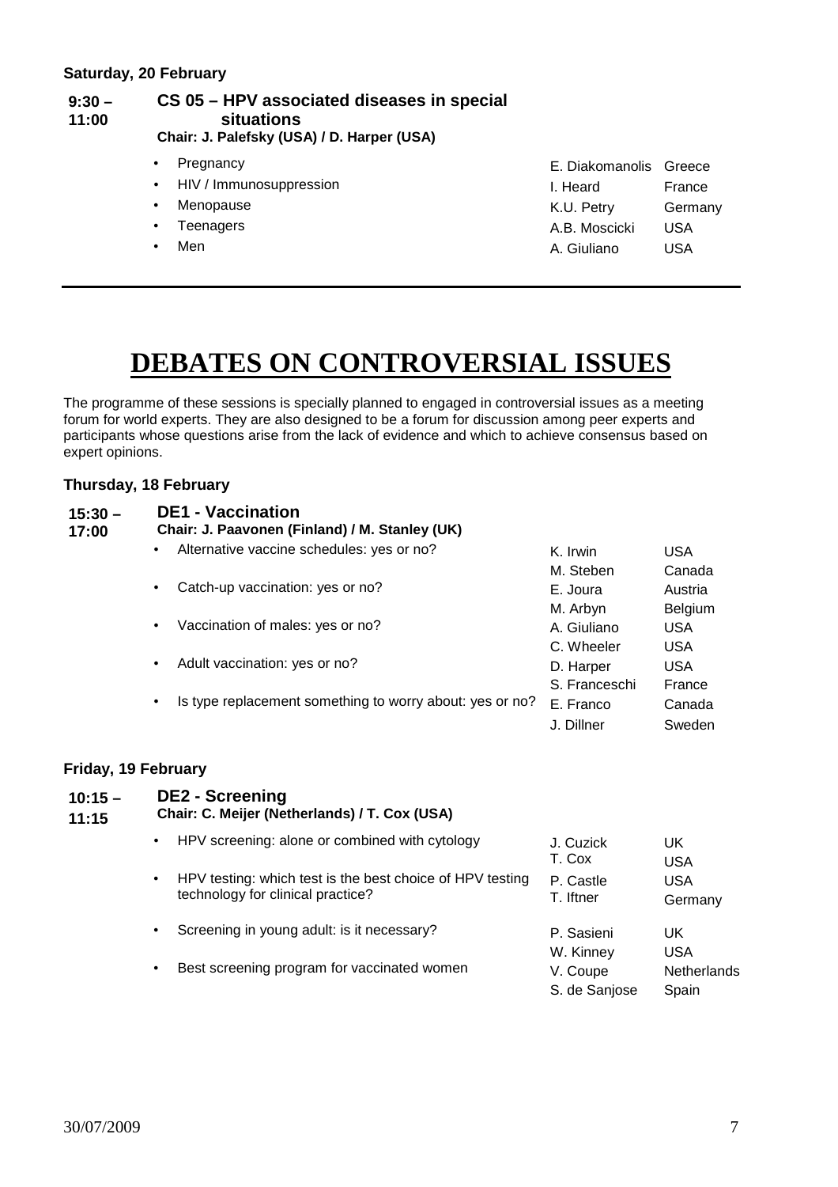**Saturday, 20 February**

| | | | |
|---|---|---|---|
| **9:30 – 11:00** | **CS 05 – HPV associated diseases in special situations**<br>**Chair: J. Palefsky (USA) / D. Harper (USA)** | | |
| | • Pregnancy | E. Diakomanolis | Greece |
| | • HIV / Immunosuppression | I. Heard | France |
| | • Menopause | K.U. Petry | Germany |
| | • Teenagers | A.B. Moscicki | USA |
| | • Men | A. Giuliano | USA |

# DEBATES ON CONTROVERSIAL ISSUES

The programme of these sessions is specially planned to engaged in controversial issues as a meeting forum for world experts. They are also designed to be a forum for discussion among peer experts and participants whose questions arise from the lack of evidence and which to achieve consensus based on expert opinions.

**Thursday, 18 February**

| | | | |
|---|---|---|---|
| **15:30 – 17:00** | **DE1 - Vaccination**<br>**Chair: J. Paavonen (Finland) / M. Stanley (UK)** | | |
| | • Alternative vaccine schedules: yes or no? | K. Irwin<br>M. Steben | USA<br>Canada |
| | • Catch-up vaccination: yes or no? | E. Joura<br>M. Arbyn | Austria<br>Belgium |
| | • Vaccination of males: yes or no? | A. Giuliano<br>C. Wheeler | USA<br>USA |
| | • Adult vaccination: yes or no? | D. Harper<br>S. Franceschi | USA<br>France |
| | • Is type replacement something to worry about: yes or no? | E. Franco<br>J. Dillner | Canada<br>Sweden |

**Friday, 19 February**

| | | | |
|---|---|---|---|
| **10:15 – 11:15** | **DE2 - Screening**<br>**Chair: C. Meijer (Netherlands) / T. Cox (USA)** | | |
| | • HPV screening: alone or combined with cytology | J. Cuzick<br>T. Cox | UK<br>USA |
| | • HPV testing: which test is the best choice of HPV testing technology for clinical practice? | P. Castle<br>T. Iftner | USA<br>Germany |
| | • Screening in young adult: is it necessary? | P. Sasieni<br>W. Kinney | UK<br>USA |
| | • Best screening program for vaccinated women | V. Coupe<br>S. de Sanjose | Netherlands<br>Spain |

30/07/2009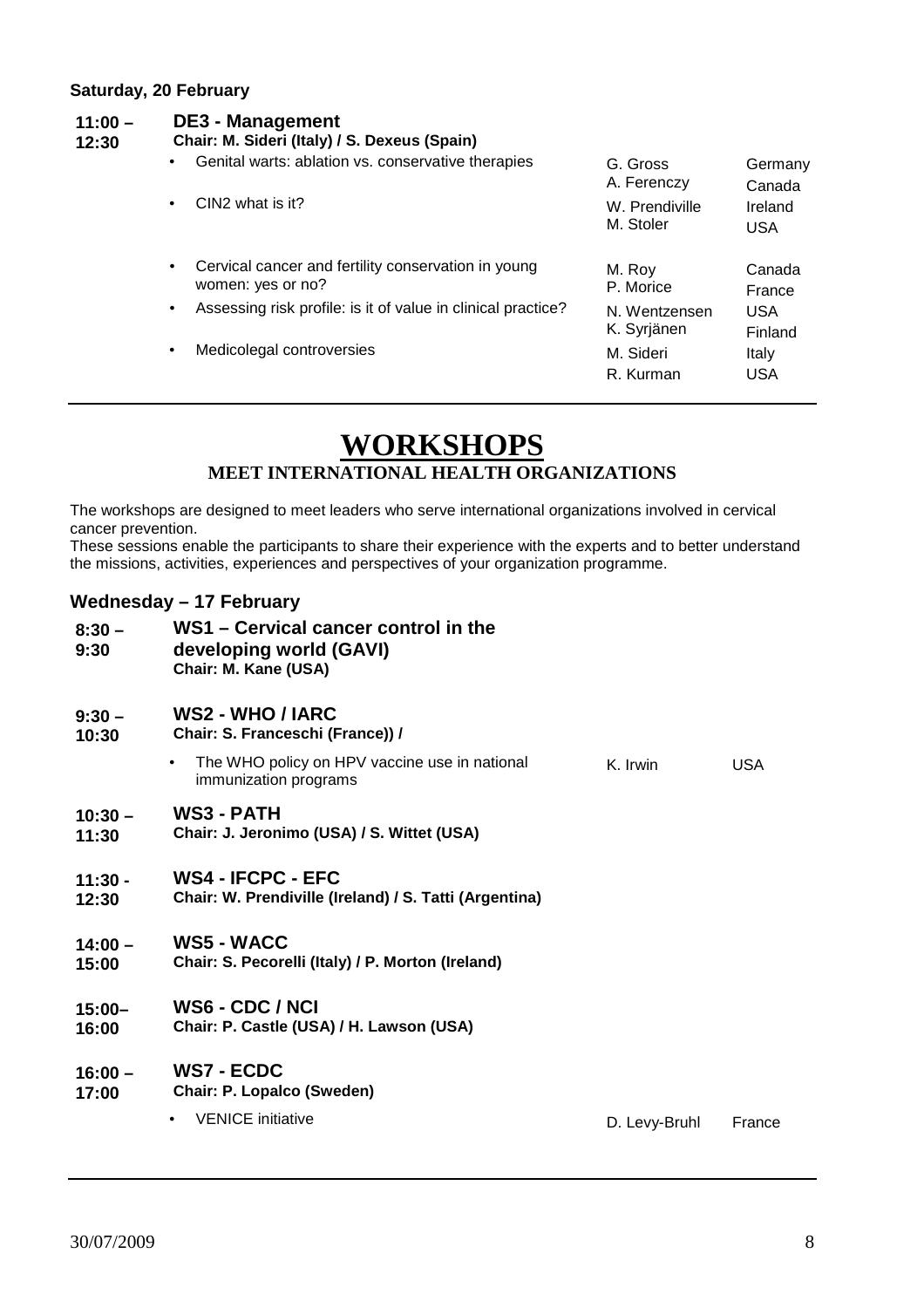**Saturday, 20 February**

| | | | |
|---|---|---|---|
| **11:00 – 12:30** | **DE3 - Management**<br>**Chair: M. Sideri (Italy) / S. Dexeus (Spain)** | | |
| | • Genital warts: ablation vs. conservative therapies | G. Gross<br>A. Ferenczy | Germany<br>Canada |
| | • CIN2 what is it? | W. Prendiville<br>M. Stoler | Ireland<br>USA |
| | • Cervical cancer and fertility conservation in young women: yes or no? | M. Roy<br>P. Morice | Canada<br>France |
| | • Assessing risk profile: is it of value in clinical practice? | N. Wentzensen<br>K. Syrjänen | USA<br>Finland |
| | • Medicolegal controversies | M. Sideri<br>R. Kurman | Italy<br>USA |

# WORKSHOPS

## MEET INTERNATIONAL HEALTH ORGANIZATIONS

The workshops are designed to meet leaders who serve international organizations involved in cervical cancer prevention.
These sessions enable the participants to share their experience with the experts and to better understand the missions, activities, experiences and perspectives of your organization programme.

**Wednesday – 17 February**

| | | | |
|---|---|---|---|
| **8:30 – 9:30** | **WS1 – Cervical cancer control in the developing world (GAVI)**<br>**Chair: M. Kane (USA)** | | |
| **9:30 – 10:30** | **WS2 - WHO / IARC**<br>**Chair: S. Franceschi (France)) /** | | |
| | • The WHO policy on HPV vaccine use in national immunization programs | K. Irwin | USA |
| **10:30 – 11:30** | **WS3 - PATH**<br>**Chair: J. Jeronimo (USA) / S. Wittet (USA)** | | |
| **11:30 - 12:30** | **WS4 - IFCPC - EFC**<br>**Chair: W. Prendiville (Ireland) / S. Tatti (Argentina)** | | |
| **14:00 – 15:00** | **WS5 - WACC**<br>**Chair: S. Pecorelli (Italy) / P. Morton (Ireland)** | | |
| **15:00– 16:00** | **WS6 - CDC / NCI**<br>**Chair: P. Castle (USA) / H. Lawson (USA)** | | |
| **16:00 – 17:00** | **WS7 - ECDC**<br>**Chair: P. Lopalco (Sweden)** | | |
| | • VENICE initiative | D. Levy-Bruhl | France |

30/07/2009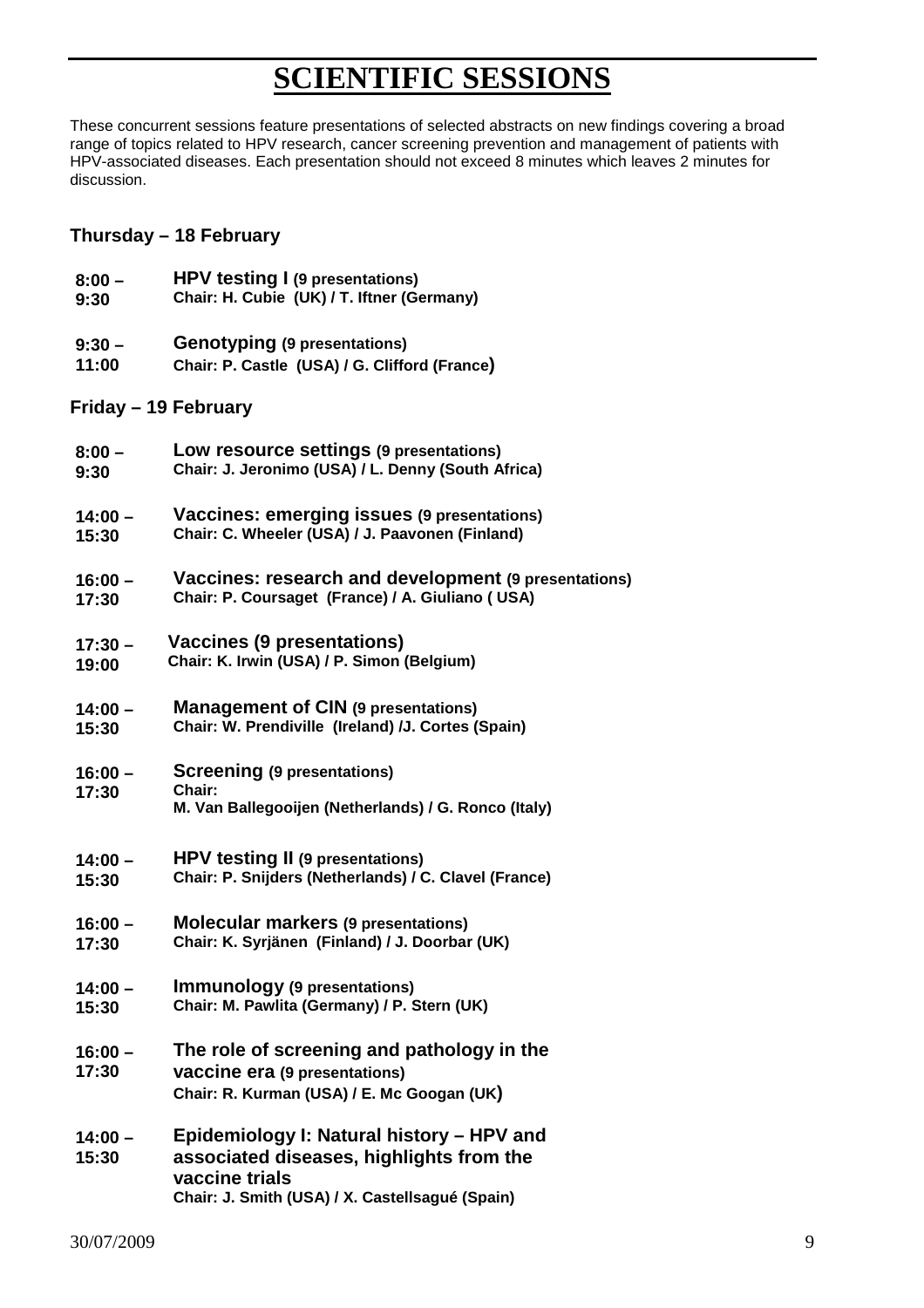# SCIENTIFIC SESSIONS

These concurrent sessions feature presentations of selected abstracts on new findings covering a broad range of topics related to HPV research, cancer screening prevention and management of patients with HPV-associated diseases. Each presentation should not exceed 8 minutes which leaves 2 minutes for discussion.

## Thursday – 18 February

**8:00 – 9:30**
**HPV testing I (9 presentations)**
**Chair: H. Cubie (UK) / T. Iftner (Germany)**

**9:30 – 11:00**
**Genotyping (9 presentations)**
**Chair: P. Castle (USA) / G. Clifford (France)**

## Friday – 19 February

**8:00 – 9:30**
**Low resource settings (9 presentations)**
**Chair: J. Jeronimo (USA) / L. Denny (South Africa)**

**14:00 – 15:30**
**Vaccines: emerging issues (9 presentations)**
**Chair: C. Wheeler (USA) / J. Paavonen (Finland)**

**16:00 – 17:30**
**Vaccines: research and development (9 presentations)**
**Chair: P. Coursaget (France) / A. Giuliano ( USA)**

**17:30 – 19:00**
**Vaccines (9 presentations)**
**Chair: K. Irwin (USA) / P. Simon (Belgium)**

**14:00 – 15:30**
**Management of CIN (9 presentations)**
**Chair: W. Prendiville (Ireland) /J. Cortes (Spain)**

**16:00 – 17:30**
**Screening (9 presentations)**
**Chair:**
**M. Van Ballegooijen (Netherlands) / G. Ronco (Italy)**

**14:00 – 15:30**
**HPV testing II (9 presentations)**
**Chair: P. Snijders (Netherlands) / C. Clavel (France)**

**16:00 – 17:30**
**Molecular markers (9 presentations)**
**Chair: K. Syrjänen (Finland) / J. Doorbar (UK)**

**14:00 – 15:30**
**Immunology (9 presentations)**
**Chair: M. Pawlita (Germany) / P. Stern (UK)**

**16:00 – 17:30**
**The role of screening and pathology in the vaccine era (9 presentations)**
**Chair: R. Kurman (USA) / E. Mc Googan (UK)**

**14:00 – 15:30**
**Epidemiology I: Natural history – HPV and associated diseases, highlights from the vaccine trials**
**Chair: J. Smith (USA) / X. Castellsagué (Spain)**

30/07/2009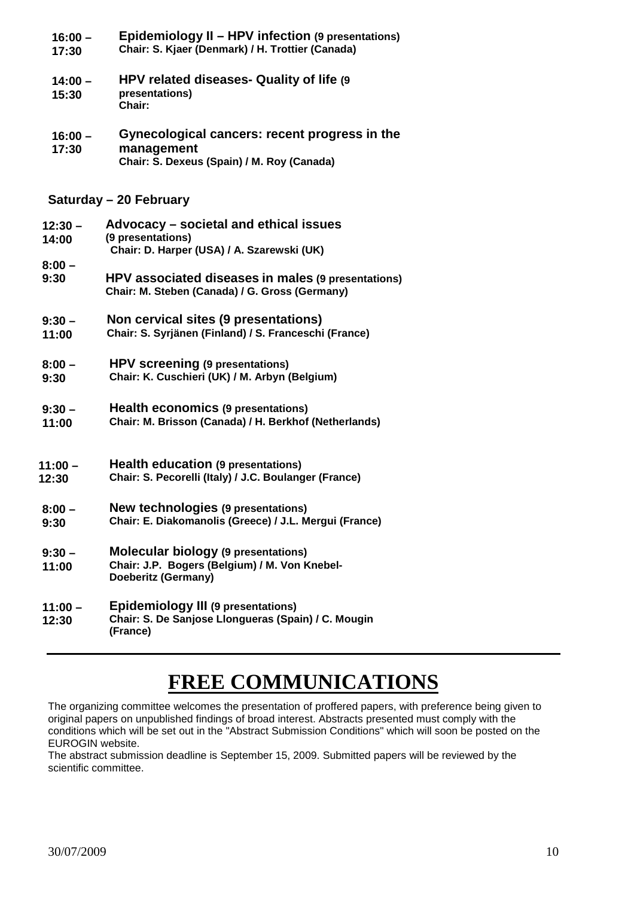**16:00 – 17:30** **Epidemiology II – HPV infection** (9 presentations)
Chair: S. Kjaer (Denmark) / H. Trottier (Canada)

**14:00 – 15:30** **HPV related diseases- Quality of life** (9 presentations)
Chair:

**16:00 – 17:30** **Gynecological cancers: recent progress in the management**
Chair: S. Dexeus (Spain) / M. Roy (Canada)

## Saturday – 20 February

**12:30 – 14:00** **Advocacy – societal and ethical issues** (9 presentations)
Chair: D. Harper (USA) / A. Szarewski (UK)

**8:00 – 9:30** **HPV associated diseases in males** (9 presentations)
Chair: M. Steben (Canada) / G. Gross (Germany)

**9:30 – 11:00** **Non cervical sites (9 presentations)**
Chair: S. Syrjänen (Finland) / S. Franceschi (France)

**8:00 – 9:30** **HPV screening** (9 presentations)
Chair: K. Cuschieri (UK) / M. Arbyn (Belgium)

**9:30 – 11:00** **Health economics** (9 presentations)
Chair: M. Brisson (Canada) / H. Berkhof (Netherlands)

**11:00 – 12:30** **Health education** (9 presentations)
Chair: S. Pecorelli (Italy) / J.C. Boulanger (France)

**8:00 – 9:30** **New technologies** (9 presentations)
Chair: E. Diakomanolis (Greece) / J.L. Mergui (France)

**9:30 – 11:00** **Molecular biology** (9 presentations)
Chair: J.P. Bogers (Belgium) / M. Von Knebel-Doeberitz (Germany)

**11:00 – 12:30** **Epidemiology III** (9 presentations)
Chair: S. De Sanjose Llongueras (Spain) / C. Mougin (France)

---

# FREE COMMUNICATIONS

The organizing committee welcomes the presentation of proffered papers, with preference being given to original papers on unpublished findings of broad interest. Abstracts presented must comply with the conditions which will be set out in the "Abstract Submission Conditions" which will soon be posted on the EUROGIN website.

The abstract submission deadline is September 15, 2009. Submitted papers will be reviewed by the scientific committee.